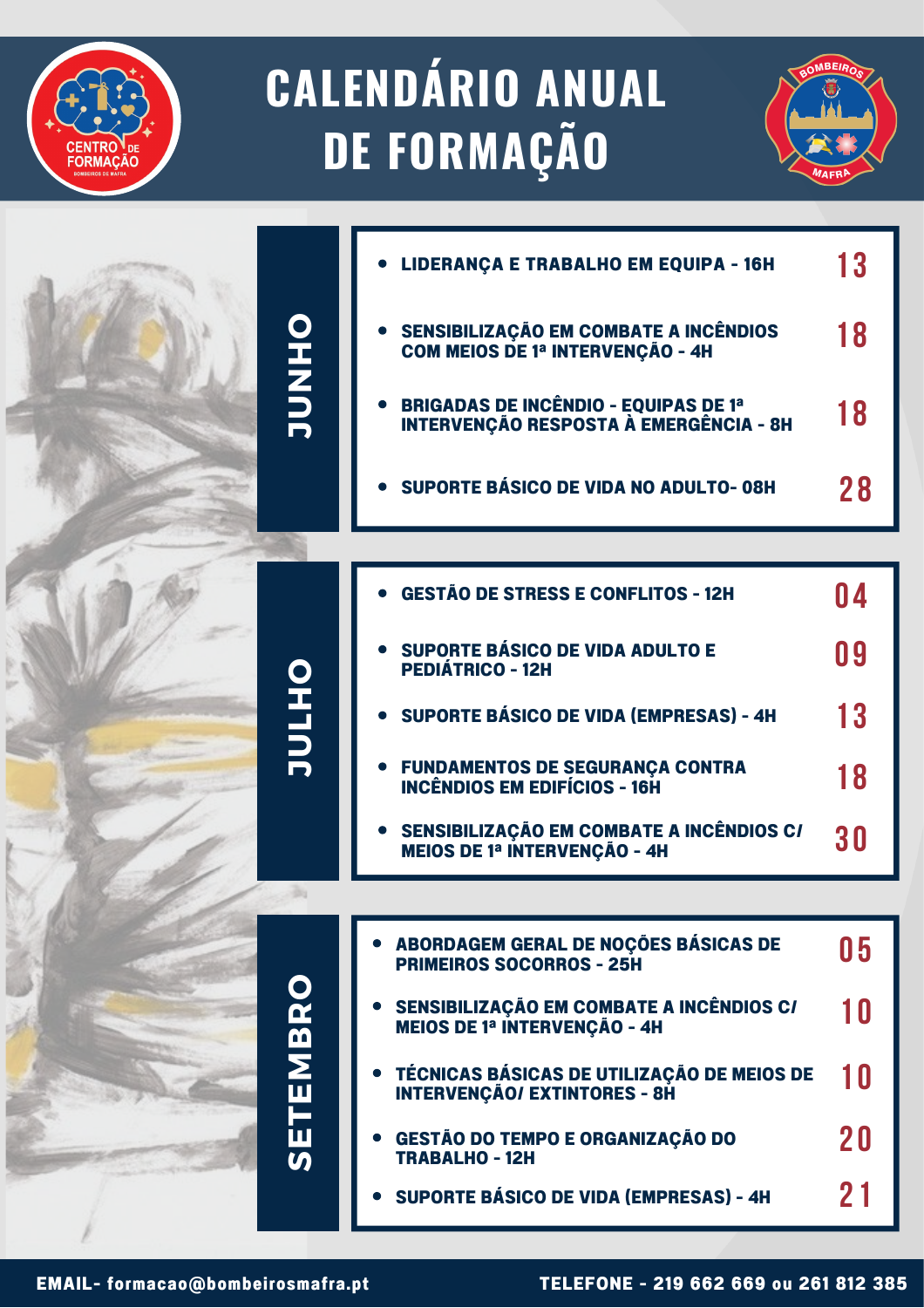# CALENDÁRIO ANUAL DE FORMAÇÃO

## JUNHO

| Formação | Dia |
|---|---|
| LIDERANÇA E TRABALHO EM EQUIPA - 16H | 13 |
| SENSIBILIZAÇÃO EM COMBATE A INCÊNDIOS COM MEIOS DE 1ª INTERVENÇÃO - 4H | 18 |
| BRIGADAS DE INCÊNDIO - EQUIPAS DE 1ª INTERVENÇÃO RESPOSTA À EMERGÊNCIA - 8H | 18 |
| SUPORTE BÁSICO DE VIDA NO ADULTO- 08H | 28 |

## JULHO

| Formação | Dia |
|---|---|
| GESTÃO DE STRESS E CONFLITOS - 12H | 04 |
| SUPORTE BÁSICO DE VIDA ADULTO E PEDIÁTRICO - 12H | 09 |
| SUPORTE BÁSICO DE VIDA (EMPRESAS) - 4H | 13 |
| FUNDAMENTOS DE SEGURANÇA CONTRA INCÊNDIOS EM EDIFÍCIOS - 16H | 18 |
| SENSIBILIZAÇÃO EM COMBATE A INCÊNDIOS C/ MEIOS DE 1ª INTERVENÇÃO - 4H | 30 |

## SETEMBRO

| Formação | Dia |
|---|---|
| ABORDAGEM GERAL DE NOÇÕES BÁSICAS DE PRIMEIROS SOCORROS - 25H | 05 |
| SENSIBILIZAÇÃO EM COMBATE A INCÊNDIOS C/ MEIOS DE 1ª INTERVENÇÃO - 4H | 10 |
| TÉCNICAS BÁSICAS DE UTILIZAÇÃO DE MEIOS DE INTERVENÇÃO/ EXTINTORES - 8H | 10 |
| GESTÃO DO TEMPO E ORGANIZAÇÃO DO TRABALHO - 12H | 20 |
| SUPORTE BÁSICO DE VIDA (EMPRESAS) - 4H | 21 |

**EMAIL-** formacao@bombeirosmafra.pt

**TELEFONE - 219 662 669 ou 261 812 385**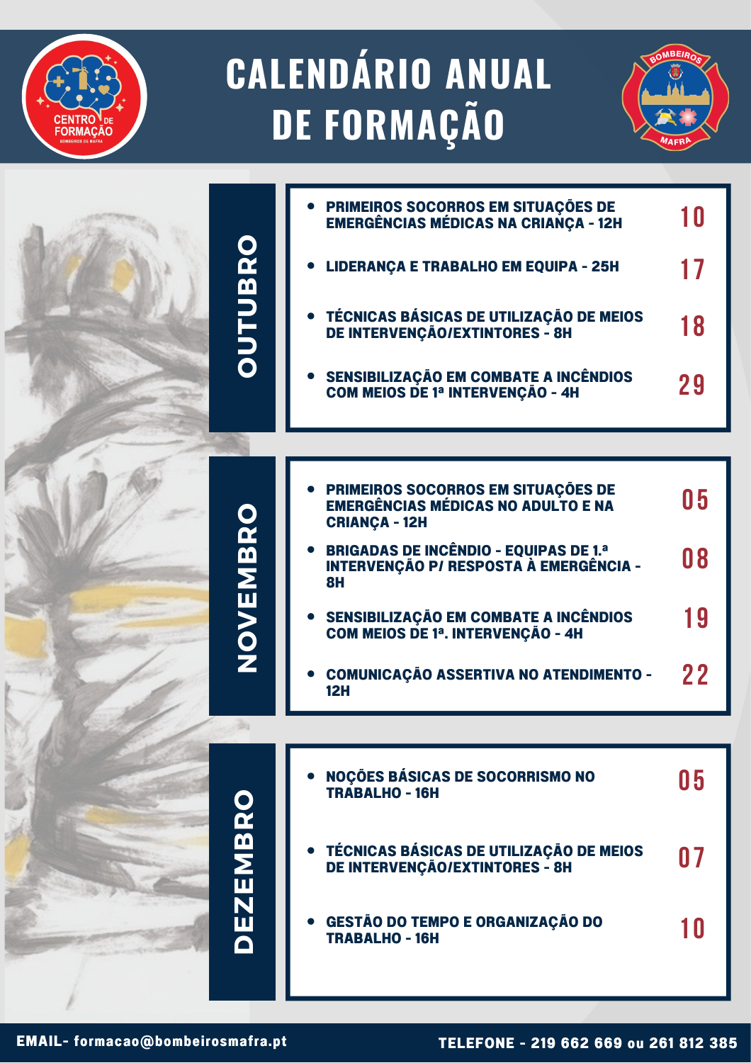# CALENDÁRIO ANUAL DE FORMAÇÃO

## OUTUBRO

- PRIMEIROS SOCORROS EM SITUAÇÕES DE EMERGÊNCIAS MÉDICAS NA CRIANÇA - 12H — 10
- LIDERANÇA E TRABALHO EM EQUIPA - 25H — 17
- TÉCNICAS BÁSICAS DE UTILIZAÇÃO DE MEIOS DE INTERVENÇÃO/EXTINTORES - 8H — 18
- SENSIBILIZAÇÃO EM COMBATE A INCÊNDIOS COM MEIOS DE 1ª INTERVENÇÃO - 4H — 29

## NOVEMBRO

- PRIMEIROS SOCORROS EM SITUAÇÕES DE EMERGÊNCIAS MÉDICAS NO ADULTO E NA CRIANÇA - 12H — 05
- BRIGADAS DE INCÊNDIO - EQUIPAS DE 1.ª INTERVENÇÃO P/ RESPOSTA À EMERGÊNCIA - 8H — 08
- SENSIBILIZAÇÃO EM COMBATE A INCÊNDIOS COM MEIOS DE 1ª. INTERVENÇÃO - 4H — 19
- COMUNICAÇÃO ASSERTIVA NO ATENDIMENTO - 12H — 22

## DEZEMBRO

- NOÇÕES BÁSICAS DE SOCORRISMO NO TRABALHO - 16H — 05
- TÉCNICAS BÁSICAS DE UTILIZAÇÃO DE MEIOS DE INTERVENÇÃO/EXTINTORES - 8H — 07
- GESTÃO DO TEMPO E ORGANIZAÇÃO DO TRABALHO - 16H — 10

EMAIL- formacao@bombeirosmafra.pt

TELEFONE - 219 662 669 ou 261 812 385